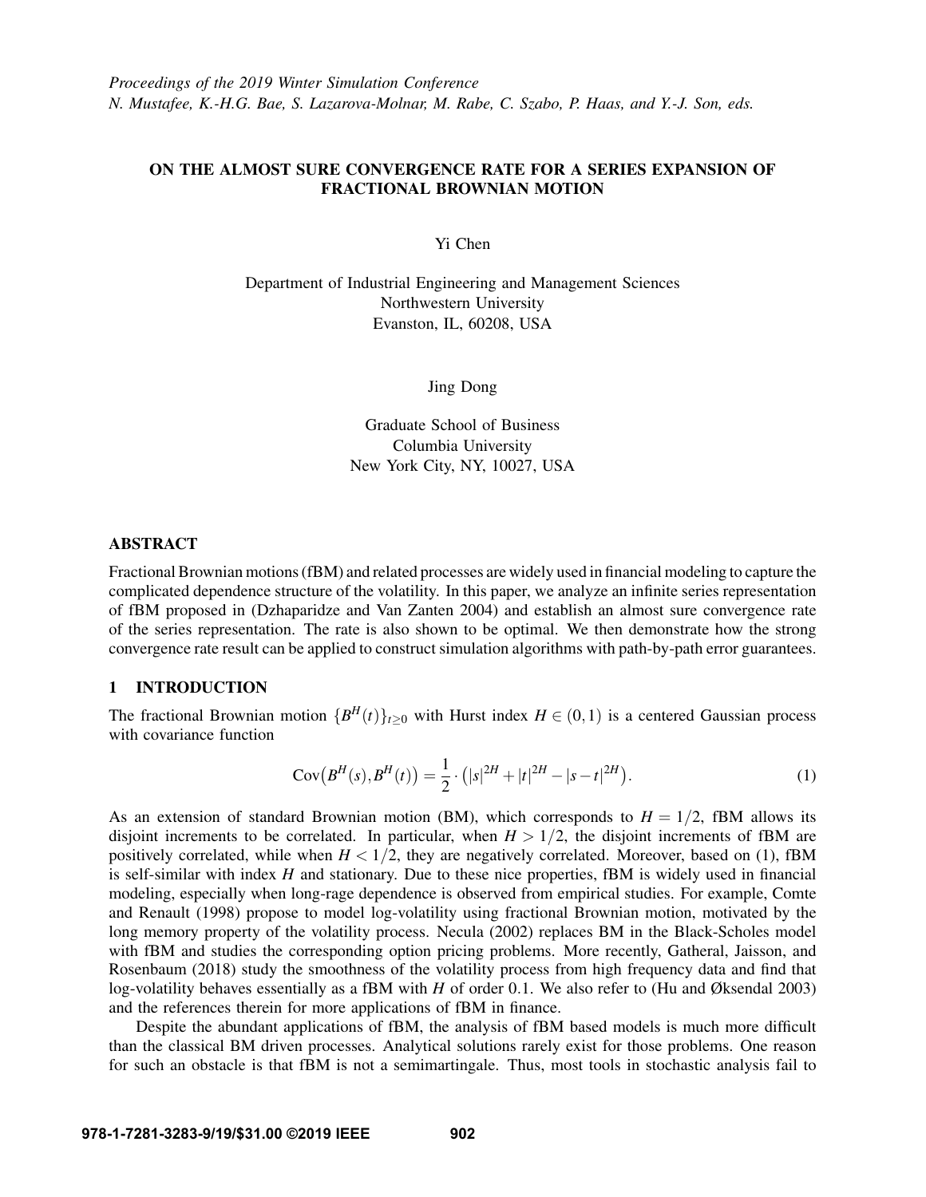*Proceedings of the 2019 Winter Simulation Conference*
*N. Mustafee, K.-H.G. Bae, S. Lazarova-Molnar, M. Rabe, C. Szabo, P. Haas, and Y.-J. Son, eds.*

# ON THE ALMOST SURE CONVERGENCE RATE FOR A SERIES EXPANSION OF FRACTIONAL BROWNIAN MOTION

Yi Chen

Department of Industrial Engineering and Management Sciences
Northwestern University
Evanston, IL, 60208, USA

Jing Dong

Graduate School of Business
Columbia University
New York City, NY, 10027, USA

## ABSTRACT

Fractional Brownian motions (fBM) and related processes are widely used in financial modeling to capture the complicated dependence structure of the volatility. In this paper, we analyze an infinite series representation of fBM proposed in (Dzhaparidze and Van Zanten 2004) and establish an almost sure convergence rate of the series representation. The rate is also shown to be optimal. We then demonstrate how the strong convergence rate result can be applied to construct simulation algorithms with path-by-path error guarantees.

## 1 INTRODUCTION

The fractional Brownian motion $\{B^H(t)\}_{t\geq 0}$ with Hurst index $H \in (0,1)$ is a centered Gaussian process with covariance function

$$\mathrm{Cov}\big(B^H(s), B^H(t)\big) = \frac{1}{2} \cdot \big(|s|^{2H} + |t|^{2H} - |s-t|^{2H}\big). \tag{1}$$

As an extension of standard Brownian motion (BM), which corresponds to $H = 1/2$, fBM allows its disjoint increments to be correlated. In particular, when $H > 1/2$, the disjoint increments of fBM are positively correlated, while when $H < 1/2$, they are negatively correlated. Moreover, based on (1), fBM is self-similar with index $H$ and stationary. Due to these nice properties, fBM is widely used in financial modeling, especially when long-rage dependence is observed from empirical studies. For example, Comte and Renault (1998) propose to model log-volatility using fractional Brownian motion, motivated by the long memory property of the volatility process. Necula (2002) replaces BM in the Black-Scholes model with fBM and studies the corresponding option pricing problems. More recently, Gatheral, Jaisson, and Rosenbaum (2018) study the smoothness of the volatility process from high frequency data and find that log-volatility behaves essentially as a fBM with $H$ of order 0.1. We also refer to (Hu and Øksendal 2003) and the references therein for more applications of fBM in finance.

Despite the abundant applications of fBM, the analysis of fBM based models is much more difficult than the classical BM driven processes. Analytical solutions rarely exist for those problems. One reason for such an obstacle is that fBM is not a semimartingale. Thus, most tools in stochastic analysis fail to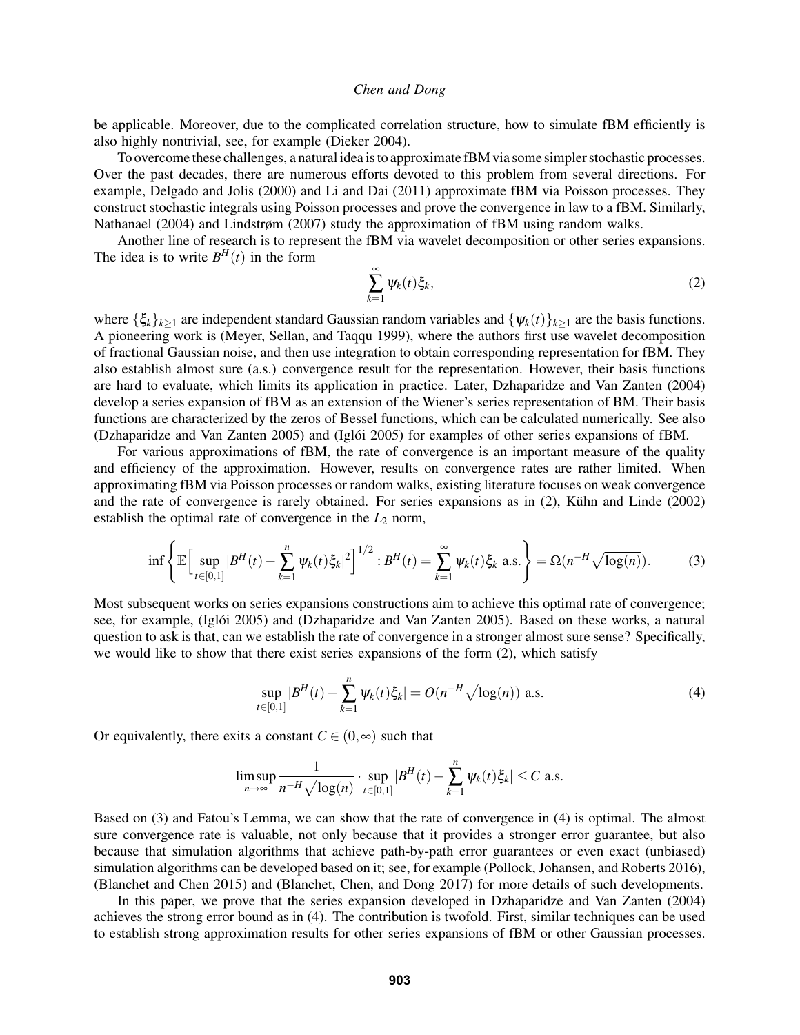be applicable. Moreover, due to the complicated correlation structure, how to simulate fBM efficiently is also highly nontrivial, see, for example (Dieker 2004).

To overcome these challenges, a natural idea is to approximate fBM via some simpler stochastic processes. Over the past decades, there are numerous efforts devoted to this problem from several directions. For example, Delgado and Jolis (2000) and Li and Dai (2011) approximate fBM via Poisson processes. They construct stochastic integrals using Poisson processes and prove the convergence in law to a fBM. Similarly, Nathanael (2004) and Lindstrøm (2007) study the approximation of fBM using random walks.

Another line of research is to represent the fBM via wavelet decomposition or other series expansions. The idea is to write $B^H(t)$ in the form

$$\sum_{k=1}^{\infty} \psi_k(t)\xi_k, \tag{2}$$

where $\{\xi_k\}_{k\geq 1}$ are independent standard Gaussian random variables and $\{\psi_k(t)\}_{k\geq 1}$ are the basis functions. A pioneering work is (Meyer, Sellan, and Taqqu 1999), where the authors first use wavelet decomposition of fractional Gaussian noise, and then use integration to obtain corresponding representation for fBM. They also establish almost sure (a.s.) convergence result for the representation. However, their basis functions are hard to evaluate, which limits its application in practice. Later, Dzhaparidze and Van Zanten (2004) develop a series expansion of fBM as an extension of the Wiener's series representation of BM. Their basis functions are characterized by the zeros of Bessel functions, which can be calculated numerically. See also (Dzhaparidze and Van Zanten 2005) and (Iglói 2005) for examples of other series expansions of fBM.

For various approximations of fBM, the rate of convergence is an important measure of the quality and efficiency of the approximation. However, results on convergence rates are rather limited. When approximating fBM via Poisson processes or random walks, existing literature focuses on weak convergence and the rate of convergence is rarely obtained. For series expansions as in (2), Kühn and Linde (2002) establish the optimal rate of convergence in the $L_2$ norm,

$$\inf\left\{\mathbb{E}\Big[\sup_{t\in[0,1]}|B^H(t)-\sum_{k=1}^{n}\psi_k(t)\xi_k|^2\Big]^{1/2}: B^H(t)=\sum_{k=1}^{\infty}\psi_k(t)\xi_k \text{ a.s.}\right\}=\Omega(n^{-H}\sqrt{\log(n)}). \tag{3}$$

Most subsequent works on series expansions constructions aim to achieve this optimal rate of convergence; see, for example, (Iglói 2005) and (Dzhaparidze and Van Zanten 2005). Based on these works, a natural question to ask is that, can we establish the rate of convergence in a stronger almost sure sense? Specifically, we would like to show that there exist series expansions of the form (2), which satisfy

$$\sup_{t\in[0,1]}|B^H(t)-\sum_{k=1}^{n}\psi_k(t)\xi_k| = O(n^{-H}\sqrt{\log(n)}) \text{ a.s.} \tag{4}$$

Or equivalently, there exits a constant $C\in(0,\infty)$ such that

$$\limsup_{n\to\infty}\frac{1}{n^{-H}\sqrt{\log(n)}}\cdot\sup_{t\in[0,1]}|B^H(t)-\sum_{k=1}^{n}\psi_k(t)\xi_k|\leq C \text{ a.s.}$$

Based on (3) and Fatou's Lemma, we can show that the rate of convergence in (4) is optimal. The almost sure convergence rate is valuable, not only because that it provides a stronger error guarantee, but also because that simulation algorithms that achieve path-by-path error guarantees or even exact (unbiased) simulation algorithms can be developed based on it; see, for example (Pollock, Johansen, and Roberts 2016), (Blanchet and Chen 2015) and (Blanchet, Chen, and Dong 2017) for more details of such developments.

In this paper, we prove that the series expansion developed in Dzhaparidze and Van Zanten (2004) achieves the strong error bound as in (4). The contribution is twofold. First, similar techniques can be used to establish strong approximation results for other series expansions of fBM or other Gaussian processes.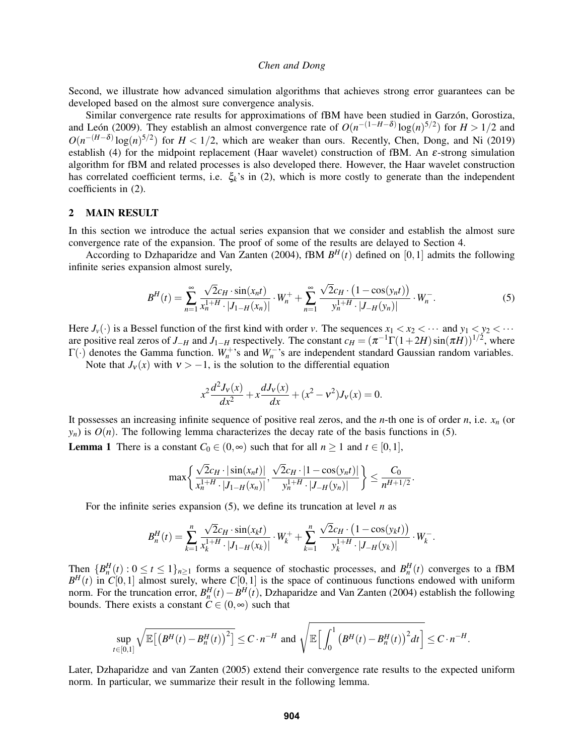Second, we illustrate how advanced simulation algorithms that achieves strong error guarantees can be developed based on the almost sure convergence analysis.

Similar convergence rate results for approximations of fBM have been studied in Garzón, Gorostiza, and León (2009). They establish an almost convergence rate of $O(n^{-(1-H-\delta)}\log(n)^{5/2})$ for $H > 1/2$ and $O(n^{-(H-\delta)}\log(n)^{5/2})$ for $H < 1/2$, which are weaker than ours. Recently, Chen, Dong, and Ni (2019) establish (4) for the midpoint replacement (Haar wavelet) construction of fBM. An $\varepsilon$-strong simulation algorithm for fBM and related processes is also developed there. However, the Haar wavelet construction has correlated coefficient terms, i.e. $\xi_k$'s in (2), which is more costly to generate than the independent coefficients in (2).

## 2 MAIN RESULT

In this section we introduce the actual series expansion that we consider and establish the almost sure convergence rate of the expansion. The proof of some of the results are delayed to Section 4.

According to Dzhaparidze and Van Zanten (2004), fBM $B^H(t)$ defined on $[0,1]$ admits the following infinite series expansion almost surely,

$$B^H(t) = \sum_{n=1}^{\infty} \frac{\sqrt{2}c_H \cdot \sin(x_n t)}{x_n^{1+H} \cdot |J_{1-H}(x_n)|} \cdot W_n^+ + \sum_{n=1}^{\infty} \frac{\sqrt{2}c_H \cdot \big(1-\cos(y_n t)\big)}{y_n^{1+H} \cdot |J_{-H}(y_n)|} \cdot W_n^-. \tag{5}$$

Here $J_\nu(\cdot)$ is a Bessel function of the first kind with order $\nu$. The sequences $x_1 < x_2 < \cdots$ and $y_1 < y_2 < \cdots$ are positive real zeros of $J_{-H}$ and $J_{1-H}$ respectively. The constant $c_H = (\pi^{-1}\Gamma(1+2H)\sin(\pi H))^{1/2}$, where $\Gamma(\cdot)$ denotes the Gamma function. $W_n^+$'s and $W_n^-$'s are independent standard Gaussian random variables.

Note that $J_\nu(x)$ with $\nu > -1$, is the solution to the differential equation

$$x^2 \frac{d^2 J_\nu(x)}{dx^2} + x\frac{dJ_\nu(x)}{dx} + (x^2 - \nu^2)J_\nu(x) = 0.$$

It possesses an increasing infinite sequence of positive real zeros, and the $n$-th one is of order $n$, i.e. $x_n$ (or $y_n$) is $O(n)$. The following lemma characterizes the decay rate of the basis functions in (5).

**Lemma 1** There is a constant $C_0 \in (0,\infty)$ such that for all $n \geq 1$ and $t \in [0,1]$,

$$\max\left\{ \frac{\sqrt{2}c_H \cdot |\sin(x_n t)|}{x_n^{1+H} \cdot |J_{1-H}(x_n)|}, \frac{\sqrt{2}c_H \cdot |1-\cos(y_n t)|}{y_n^{1+H} \cdot |J_{-H}(y_n)|} \right\} \leq \frac{C_0}{n^{H+1/2}}.$$

For the infinite series expansion (5), we define its truncation at level $n$ as

$$B_n^H(t) = \sum_{k=1}^{n} \frac{\sqrt{2}c_H \cdot \sin(x_k t)}{x_k^{1+H} \cdot |J_{1-H}(x_k)|} \cdot W_k^+ + \sum_{k=1}^{n} \frac{\sqrt{2}c_H \cdot \big(1-\cos(y_k t)\big)}{y_k^{1+H} \cdot |J_{-H}(y_k)|} \cdot W_k^-.$$

Then $\{B_n^H(t) : 0 \leq t \leq 1\}_{n\geq 1}$ forms a sequence of stochastic processes, and $B_n^H(t)$ converges to a fBM $B^H(t)$ in $C[0,1]$ almost surely, where $C[0,1]$ is the space of continuous functions endowed with uniform norm. For the truncation error, $B_n^H(t) - B^H(t)$, Dzhaparidze and Van Zanten (2004) establish the following bounds. There exists a constant $C \in (0,\infty)$ such that

$$\sup_{t\in[0,1]} \sqrt{\mathbb{E}\big[\big(B^H(t) - B_n^H(t)\big)^2\big]} \leq C \cdot n^{-H} \text{ and } \sqrt{\mathbb{E}\Big[\int_0^1 \big(B^H(t) - B_n^H(t)\big)^2 dt\Big]} \leq C \cdot n^{-H}.$$

Later, Dzhaparidze and van Zanten (2005) extend their convergence rate results to the expected uniform norm. In particular, we summarize their result in the following lemma.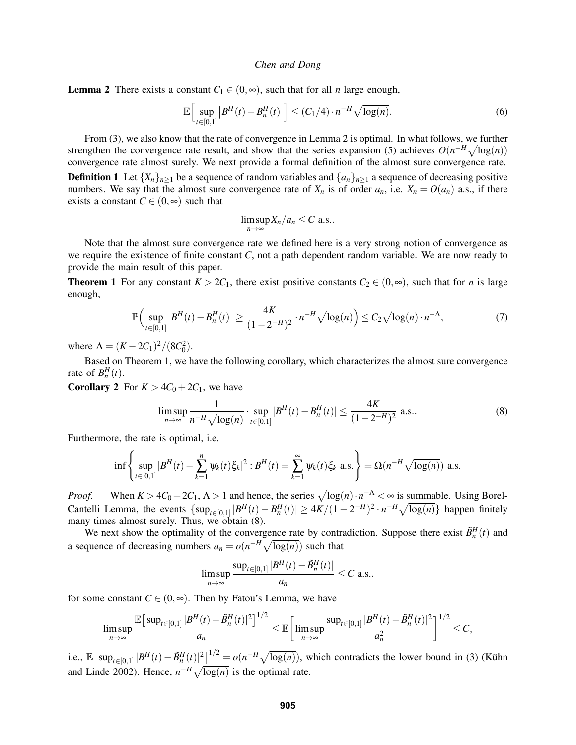**Lemma 2** There exists a constant $C_1 \in (0,\infty)$, such that for all $n$ large enough,

$$\mathbb{E}\Big[\sup_{t\in[0,1]}\big|B^H(t)-B_n^H(t)\big|\Big] \leq (C_1/4)\cdot n^{-H}\sqrt{\log(n)}. \tag{6}$$

From (3), we also know that the rate of convergence in Lemma 2 is optimal. In what follows, we further strengthen the convergence rate result, and show that the series expansion (5) achieves $O(n^{-H}\sqrt{\log(n)})$ convergence rate almost surely. We next provide a formal definition of the almost sure convergence rate.

**Definition 1** Let $\{X_n\}_{n\geq 1}$ be a sequence of random variables and $\{a_n\}_{n\geq 1}$ a sequence of decreasing positive numbers. We say that the almost sure convergence rate of $X_n$ is of order $a_n$, i.e. $X_n = O(a_n)$ a.s., if there exists a constant $C \in (0,\infty)$ such that

$$\limsup_{n\to\infty} X_n/a_n \leq C \text{ a.s..}$$

Note that the almost sure convergence rate we defined here is a very strong notion of convergence as we require the existence of finite constant $C$, not a path dependent random variable. We are now ready to provide the main result of this paper.

**Theorem 1** For any constant $K > 2C_1$, there exist positive constants $C_2 \in (0,\infty)$, such that for $n$ is large enough,

$$\mathbb{P}\Big(\sup_{t\in[0,1]}\big|B^H(t)-B_n^H(t)\big| \geq \frac{4K}{(1-2^{-H})^2}\cdot n^{-H}\sqrt{\log(n)}\Big) \leq C_2\sqrt{\log(n)}\cdot n^{-\Lambda}, \tag{7}$$

where $\Lambda = (K-2C_1)^2/(8C_0^2)$.

Based on Theorem 1, we have the following corollary, which characterizes the almost sure convergence rate of $B_n^H(t)$.

**Corollary 2** For $K > 4C_0 + 2C_1$, we have

$$\limsup_{n\to\infty}\frac{1}{n^{-H}\sqrt{\log(n)}}\cdot\sup_{t\in[0,1]}|B^H(t)-B_n^H(t)| \leq \frac{4K}{(1-2^{-H})^2} \text{ a.s..} \tag{8}$$

Furthermore, the rate is optimal, i.e.

$$\inf\left\{\sup_{t\in[0,1]}|B^H(t)-\sum_{k=1}^n\psi_k(t)\xi_k|^2 : B^H(t)=\sum_{k=1}^\infty\psi_k(t)\xi_k \text{ a.s.}\right\} = \Omega(n^{-H}\sqrt{\log(n)}) \text{ a.s.}$$

*Proof.* When $K > 4C_0 + 2C_1$, $\Lambda > 1$ and hence, the series $\sqrt{\log(n)}\cdot n^{-\Lambda} < \infty$ is summable. Using Borel-Cantelli Lemma, the events $\{\sup_{t\in[0,1]}|B^H(t)-B_n^H(t)| \geq 4K/(1-2^{-H})^2\cdot n^{-H}\sqrt{\log(n)}\}$ happen finitely many times almost surely. Thus, we obtain (8).

We next show the optimality of the convergence rate by contradiction. Suppose there exist $\tilde{B}_n^H(t)$ and a sequence of decreasing numbers $a_n = o(n^{-H}\sqrt{\log(n)})$ such that

$$\limsup_{n\to\infty}\frac{\sup_{t\in[0,1]}|B^H(t)-\tilde{B}_n^H(t)|}{a_n} \leq C \text{ a.s..}$$

for some constant $C \in (0,\infty)$. Then by Fatou's Lemma, we have

$$\limsup_{n\to\infty}\frac{\mathbb{E}\big[\sup_{t\in[0,1]}|B^H(t)-\tilde{B}_n^H(t)|^2\big]^{1/2}}{a_n} \leq \mathbb{E}\left[\limsup_{n\to\infty}\frac{\sup_{t\in[0,1]}|B^H(t)-\tilde{B}_n^H(t)|^2}{a_n^2}\right]^{1/2} \leq C,$$

i.e., $\mathbb{E}\big[\sup_{t\in[0,1]}|B^H(t)-\tilde{B}_n^H(t)|^2\big]^{1/2} = o(n^{-H}\sqrt{\log(n)})$, which contradicts the lower bound in (3) (Kühn and Linde 2002). Hence, $n^{-H}\sqrt{\log(n)}$ is the optimal rate. □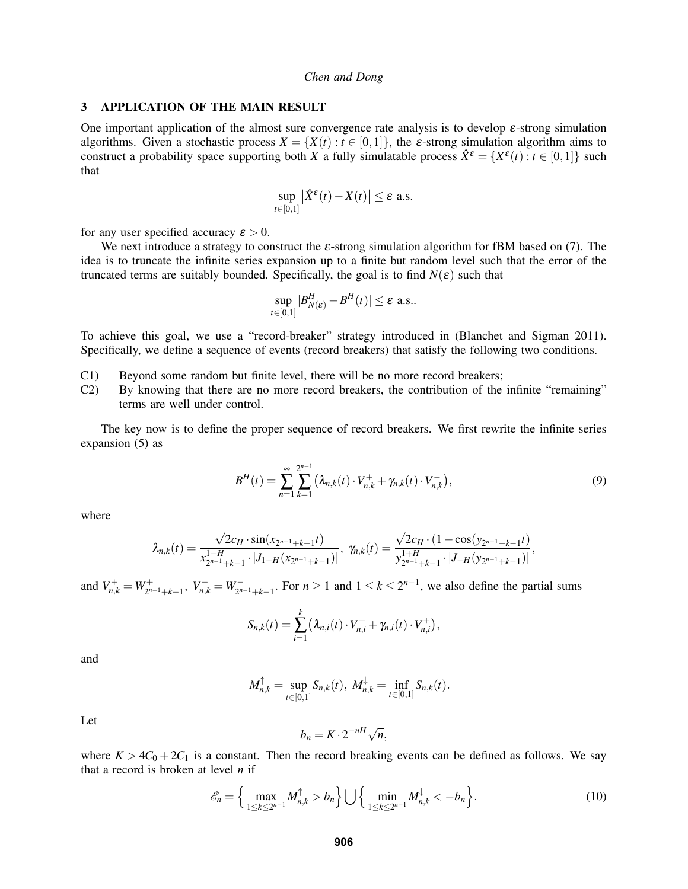## 3 APPLICATION OF THE MAIN RESULT

One important application of the almost sure convergence rate analysis is to develop $\varepsilon$-strong simulation algorithms. Given a stochastic process $X = \{X(t) : t \in [0,1]\}$, the $\varepsilon$-strong simulation algorithm aims to construct a probability space supporting both $X$ a fully simulatable process $\hat{X}^{\varepsilon} = \{X^{\varepsilon}(t) : t \in [0,1]\}$ such that

$$\sup_{t\in[0,1]} \left|\hat{X}^{\varepsilon}(t) - X(t)\right| \leq \varepsilon \text{ a.s.}$$

for any user specified accuracy $\varepsilon > 0$.

We next introduce a strategy to construct the $\varepsilon$-strong simulation algorithm for fBM based on (7). The idea is to truncate the infinite series expansion up to a finite but random level such that the error of the truncated terms are suitably bounded. Specifically, the goal is to find $N(\varepsilon)$ such that

$$\sup_{t\in[0,1]} |B^H_{N(\varepsilon)} - B^H(t)| \leq \varepsilon \text{ a.s..}$$

To achieve this goal, we use a "record-breaker" strategy introduced in (Blanchet and Sigman 2011). Specifically, we define a sequence of events (record breakers) that satisfy the following two conditions.

- C1) Beyond some random but finite level, there will be no more record breakers;
- C2) By knowing that there are no more record breakers, the contribution of the infinite "remaining" terms are well under control.

The key now is to define the proper sequence of record breakers. We first rewrite the infinite series expansion (5) as

$$B^H(t) = \sum_{n=1}^{\infty} \sum_{k=1}^{2^{n-1}} \left(\lambda_{n,k}(t) \cdot V^+_{n,k} + \gamma_{n,k}(t) \cdot V^-_{n,k}\right), \tag{9}$$

where

$$\lambda_{n,k}(t) = \frac{\sqrt{2}c_H \cdot \sin(x_{2^{n-1}+k-1}t)}{x^{1+H}_{2^{n-1}+k-1} \cdot |J_{1-H}(x_{2^{n-1}+k-1})|},\ \gamma_{n,k}(t) = \frac{\sqrt{2}c_H \cdot (1-\cos(y_{2^{n-1}+k-1}t)}{y^{1+H}_{2^{n-1}+k-1} \cdot |J_{-H}(y_{2^{n-1}+k-1})|},$$

and $V^+_{n,k} = W^+_{2^{n-1}+k-1}$, $V^-_{n,k} = W^-_{2^{n-1}+k-1}$. For $n \geq 1$ and $1 \leq k \leq 2^{n-1}$, we also define the partial sums

$$S_{n,k}(t) = \sum_{i=1}^{k} \left(\lambda_{n,i}(t) \cdot V^+_{n,i} + \gamma_{n,i}(t) \cdot V^+_{n,i}\right),$$

and

$$M^{\uparrow}_{n,k} = \sup_{t\in[0,1]} S_{n,k}(t),\ M^{\downarrow}_{n,k} = \inf_{t\in[0,1]} S_{n,k}(t).$$

Let

$$b_n = K \cdot 2^{-nH}\sqrt{n},$$

where $K > 4C_0 + 2C_1$ is a constant. Then the record breaking events can be defined as follows. We say that a record is broken at level $n$ if

$$\mathscr{E}_n = \left\{ \max_{1\leq k\leq 2^{n-1}} M^{\uparrow}_{n,k} > b_n \right\} \bigcup \left\{ \min_{1\leq k\leq 2^{n-1}} M^{\downarrow}_{n,k} < -b_n \right\}. \tag{10}$$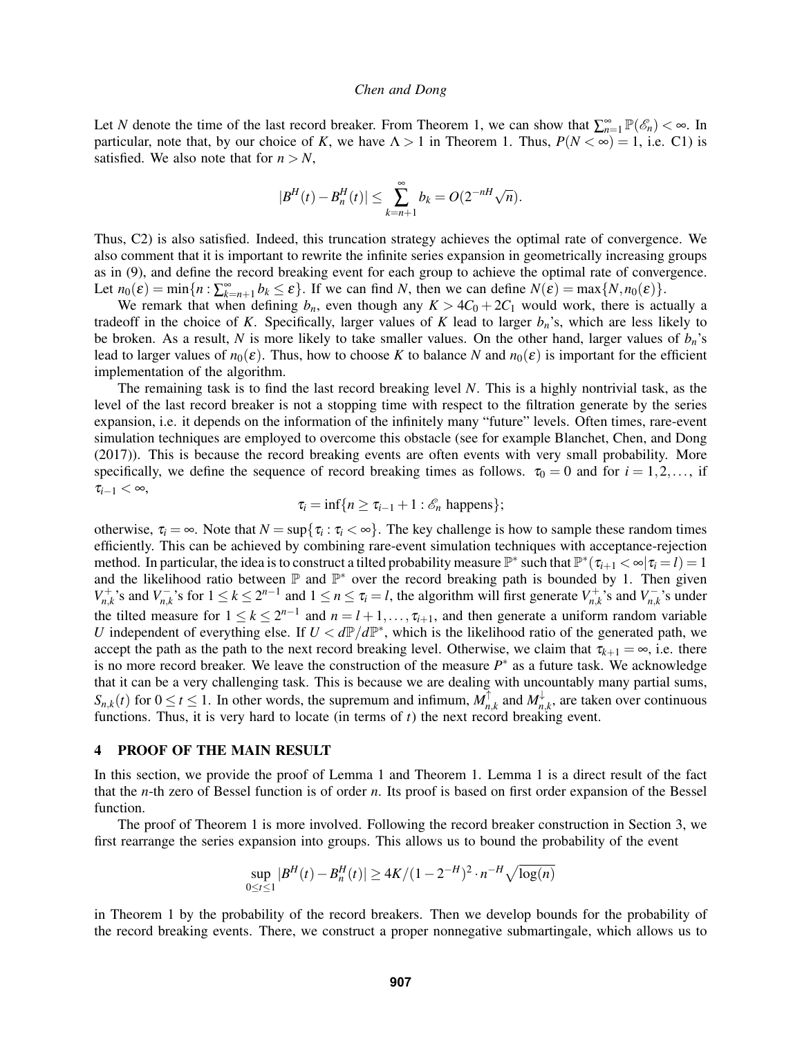Let $N$ denote the time of the last record breaker. From Theorem 1, we can show that $\sum_{n=1}^{\infty} \mathbb{P}(\mathscr{E}_n) < \infty$. In particular, note that, by our choice of $K$, we have $\Lambda > 1$ in Theorem 1. Thus, $P(N < \infty) = 1$, i.e. C1) is satisfied. We also note that for $n > N$,

$$|B^H(t) - B_n^H(t)| \leq \sum_{k=n+1}^{\infty} b_k = O(2^{-nH}\sqrt{n}).$$

Thus, C2) is also satisfied. Indeed, this truncation strategy achieves the optimal rate of convergence. We also comment that it is important to rewrite the infinite series expansion in geometrically increasing groups as in (9), and define the record breaking event for each group to achieve the optimal rate of convergence. Let $n_0(\varepsilon) = \min\{n : \sum_{k=n+1}^{\infty} b_k \leq \varepsilon\}$. If we can find $N$, then we can define $N(\varepsilon) = \max\{N, n_0(\varepsilon)\}$.

We remark that when defining $b_n$, even though any $K > 4C_0 + 2C_1$ would work, there is actually a tradeoff in the choice of $K$. Specifically, larger values of $K$ lead to larger $b_n$'s, which are less likely to be broken. As a result, $N$ is more likely to take smaller values. On the other hand, larger values of $b_n$'s lead to larger values of $n_0(\varepsilon)$. Thus, how to choose $K$ to balance $N$ and $n_0(\varepsilon)$ is important for the efficient implementation of the algorithm.

The remaining task is to find the last record breaking level $N$. This is a highly nontrivial task, as the level of the last record breaker is not a stopping time with respect to the filtration generate by the series expansion, i.e. it depends on the information of the infinitely many "future" levels. Often times, rare-event simulation techniques are employed to overcome this obstacle (see for example Blanchet, Chen, and Dong (2017)). This is because the record breaking events are often events with very small probability. More specifically, we define the sequence of record breaking times as follows. $\tau_0 = 0$ and for $i = 1, 2, \ldots$, if $\tau_{i-1} < \infty$,

$$\tau_i = \inf\{n \geq \tau_{i-1} + 1 : \mathscr{E}_n \text{ happens}\};$$

otherwise, $\tau_i = \infty$. Note that $N = \sup\{\tau_i : \tau_i < \infty\}$. The key challenge is how to sample these random times efficiently. This can be achieved by combining rare-event simulation techniques with acceptance-rejection method. In particular, the idea is to construct a tilted probability measure $\mathbb{P}^*$ such that $\mathbb{P}^*(\tau_{i+1} < \infty | \tau_i = l) = 1$ and the likelihood ratio between $\mathbb{P}$ and $\mathbb{P}^*$ over the record breaking path is bounded by 1. Then given $V_{n,k}^+$'s and $V_{n,k}^-$'s for $1 \leq k \leq 2^{n-1}$ and $1 \leq n \leq \tau_i = l$, the algorithm will first generate $V_{n,k}^+$'s and $V_{n,k}^-$'s under the tilted measure for $1 \leq k \leq 2^{n-1}$ and $n = l+1, \ldots, \tau_{i+1}$, and then generate a uniform random variable $U$ independent of everything else. If $U < d\mathbb{P}/d\mathbb{P}^*$, which is the likelihood ratio of the generated path, we accept the path as the path to the next record breaking level. Otherwise, we claim that $\tau_{k+1} = \infty$, i.e. there is no more record breaker. We leave the construction of the measure $P^*$ as a future task. We acknowledge that it can be a very challenging task. This is because we are dealing with uncountably many partial sums, $S_{n,k}(t)$ for $0 \leq t \leq 1$. In other words, the supremum and infimum, $M_{n,k}^{\uparrow}$ and $M_{n,k}^{\downarrow}$, are taken over continuous functions. Thus, it is very hard to locate (in terms of $t$) the next record breaking event.

## 4 PROOF OF THE MAIN RESULT

In this section, we provide the proof of Lemma 1 and Theorem 1. Lemma 1 is a direct result of the fact that the $n$-th zero of Bessel function is of order $n$. Its proof is based on first order expansion of the Bessel function.

The proof of Theorem 1 is more involved. Following the record breaker construction in Section 3, we first rearrange the series expansion into groups. This allows us to bound the probability of the event

$$\sup_{0 \leq t \leq 1} |B^H(t) - B_n^H(t)| \geq 4K/(1-2^{-H})^2 \cdot n^{-H}\sqrt{\log(n)}$$

in Theorem 1 by the probability of the record breakers. Then we develop bounds for the probability of the record breaking events. There, we construct a proper nonnegative submartingale, which allows us to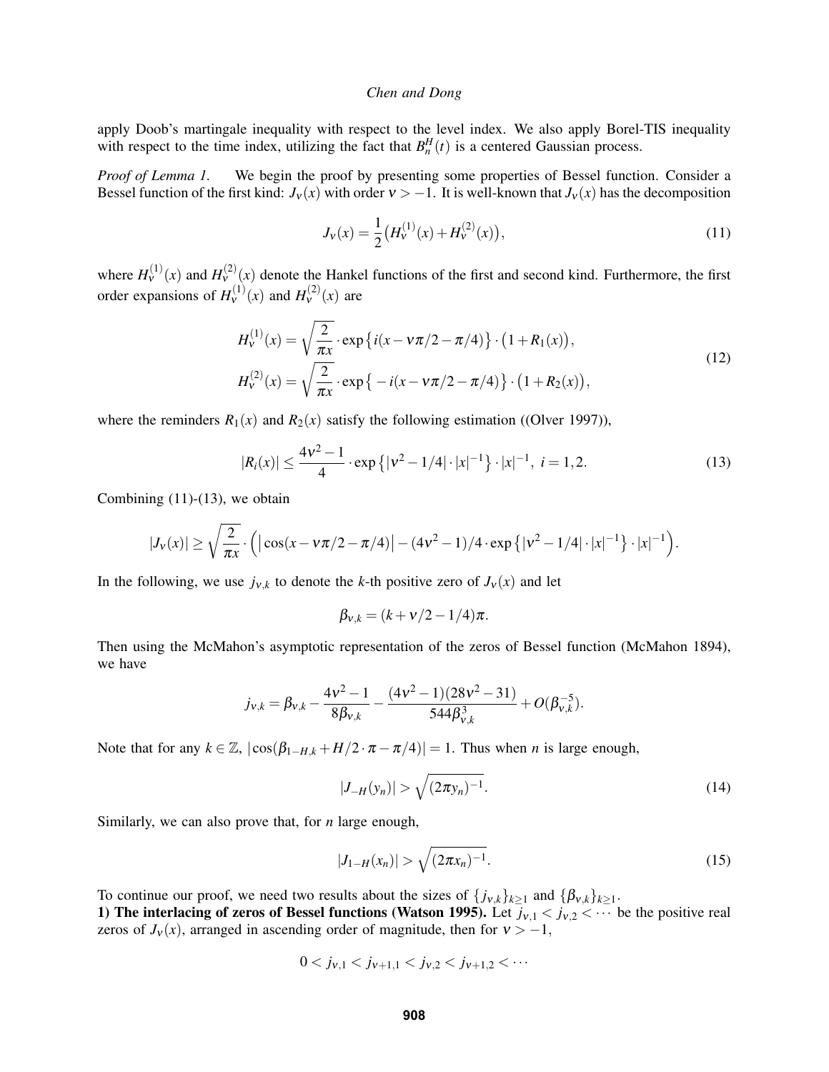apply Doob's martingale inequality with respect to the level index. We also apply Borel-TIS inequality with respect to the time index, utilizing the fact that $B_n^H(t)$ is a centered Gaussian process.

*Proof of Lemma 1.* We begin the proof by presenting some properties of Bessel function. Consider a Bessel function of the first kind: $J_\nu(x)$ with order $\nu > -1$. It is well-known that $J_\nu(x)$ has the decomposition

$$J_\nu(x) = \frac{1}{2}\big(H_\nu^{(1)}(x) + H_\nu^{(2)}(x)\big), \tag{11}$$

where $H_\nu^{(1)}(x)$ and $H_\nu^{(2)}(x)$ denote the Hankel functions of the first and second kind. Furthermore, the first order expansions of $H_\nu^{(1)}(x)$ and $H_\nu^{(2)}(x)$ are

$$\begin{aligned} H_\nu^{(1)}(x) &= \sqrt{\frac{2}{\pi x}} \cdot \exp\big\{i(x - \nu\pi/2 - \pi/4)\big\} \cdot \big(1 + R_1(x)\big), \\ H_\nu^{(2)}(x) &= \sqrt{\frac{2}{\pi x}} \cdot \exp\big\{-i(x - \nu\pi/2 - \pi/4)\big\} \cdot \big(1 + R_2(x)\big), \end{aligned} \tag{12}$$

where the reminders $R_1(x)$ and $R_2(x)$ satisfy the following estimation ((Olver 1997)),

$$|R_i(x)| \le \frac{4\nu^2 - 1}{4} \cdot \exp\big\{|\nu^2 - 1/4| \cdot |x|^{-1}\big\} \cdot |x|^{-1},\ i = 1, 2. \tag{13}$$

Combining (11)-(13), we obtain

$$|J_\nu(x)| \ge \sqrt{\frac{2}{\pi x}} \cdot \Big(\big|\cos(x - \nu\pi/2 - \pi/4)\big| - (4\nu^2 - 1)/4 \cdot \exp\big\{|\nu^2 - 1/4| \cdot |x|^{-1}\big\} \cdot |x|^{-1}\Big).$$

In the following, we use $j_{\nu,k}$ to denote the $k$-th positive zero of $J_\nu(x)$ and let

$$\beta_{\nu,k} = (k + \nu/2 - 1/4)\pi.$$

Then using the McMahon's asymptotic representation of the zeros of Bessel function (McMahon 1894), we have

$$j_{\nu,k} = \beta_{\nu,k} - \frac{4\nu^2 - 1}{8\beta_{\nu,k}} - \frac{(4\nu^2 - 1)(28\nu^2 - 31)}{544\beta_{\nu,k}^3} + O(\beta_{\nu,k}^{-5}).$$

Note that for any $k \in \mathbb{Z}$, $|\cos(\beta_{1-H,k} + H/2 \cdot \pi - \pi/4)| = 1$. Thus when $n$ is large enough,

$$|J_{-H}(y_n)| > \sqrt{(2\pi y_n)^{-1}}. \tag{14}$$

Similarly, we can also prove that, for $n$ large enough,

$$|J_{1-H}(x_n)| > \sqrt{(2\pi x_n)^{-1}}. \tag{15}$$

To continue our proof, we need two results about the sizes of $\{j_{\nu,k}\}_{k\ge 1}$ and $\{\beta_{\nu,k}\}_{k\ge 1}$.

**1) The interlacing of zeros of Bessel functions (Watson 1995).** Let $j_{\nu,1} < j_{\nu,2} < \cdots$ be the positive real zeros of $J_\nu(x)$, arranged in ascending order of magnitude, then for $\nu > -1$,

$$0 < j_{\nu,1} < j_{\nu+1,1} < j_{\nu,2} < j_{\nu+1,2} < \cdots$$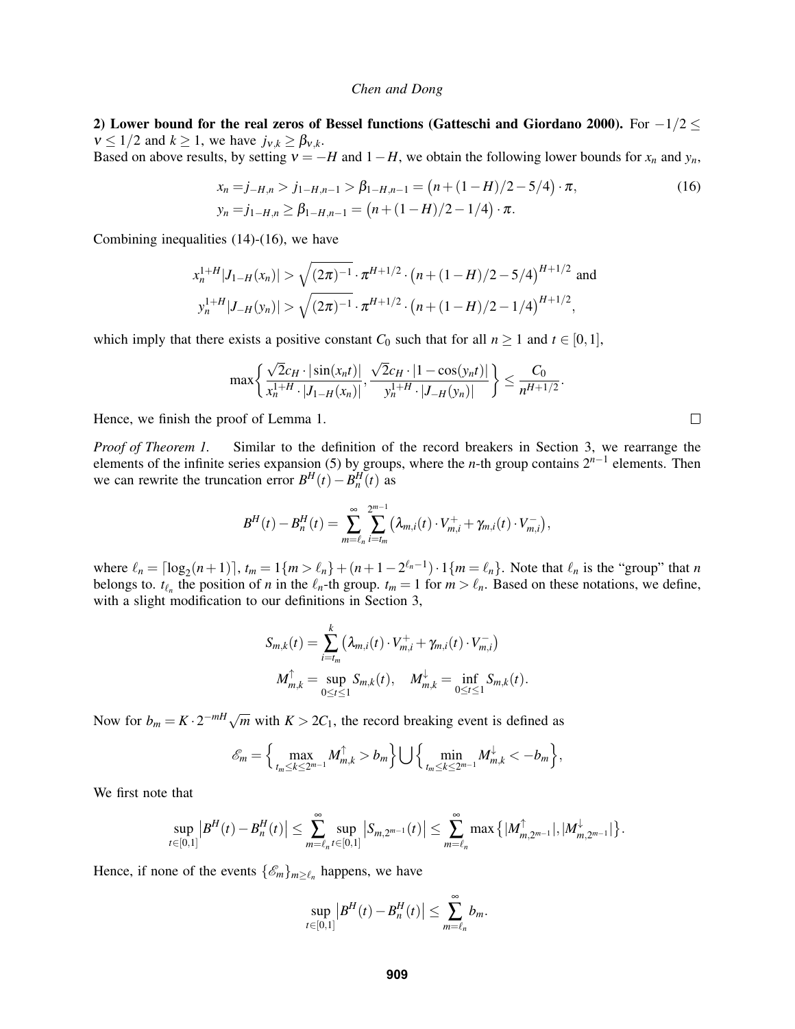**2) Lower bound for the real zeros of Bessel functions (Gatteschi and Giordano 2000).** For $-1/2 \leq \nu \leq 1/2$ and $k \geq 1$, we have $j_{\nu,k} \geq \beta_{\nu,k}$.

Based on above results, by setting $\nu = -H$ and $1-H$, we obtain the following lower bounds for $x_n$ and $y_n$,

$$
\begin{aligned}
x_n &= j_{-H,n} > j_{1-H,n-1} > \beta_{1-H,n-1} = \big(n + (1-H)/2 - 5/4\big) \cdot \pi, \\
y_n &= j_{1-H,n} \geq \beta_{1-H,n-1} = \big(n + (1-H)/2 - 1/4\big) \cdot \pi.
\end{aligned} \tag{16}
$$

Combining inequalities (14)-(16), we have

$$
x_n^{1+H}|J_{1-H}(x_n)| > \sqrt{(2\pi)^{-1}} \cdot \pi^{H+1/2} \cdot \big(n + (1-H)/2 - 5/4\big)^{H+1/2} \text{ and}
$$

$$
y_n^{1+H}|J_{-H}(y_n)| > \sqrt{(2\pi)^{-1}} \cdot \pi^{H+1/2} \cdot \big(n + (1-H)/2 - 1/4\big)^{H+1/2},
$$

which imply that there exists a positive constant $C_0$ such that for all $n \geq 1$ and $t \in [0,1]$,

$$
\max\left\{ \frac{\sqrt{2}c_H \cdot |\sin(x_n t)|}{x_n^{1+H} \cdot |J_{1-H}(x_n)|}, \frac{\sqrt{2}c_H \cdot |1-\cos(y_n t)|}{y_n^{1+H} \cdot |J_{-H}(y_n)|} \right\} \leq \frac{C_0}{n^{H+1/2}}.
$$

Hence, we finish the proof of Lemma 1. $\square$

*Proof of Theorem 1.* Similar to the definition of the record breakers in Section 3, we rearrange the elements of the infinite series expansion (5) by groups, where the $n$-th group contains $2^{n-1}$ elements. Then we can rewrite the truncation error $B^H(t) - B_n^H(t)$ as

$$
B^H(t) - B_n^H(t) = \sum_{m=\ell_n}^{\infty} \sum_{i=t_m}^{2^{m-1}} \left( \lambda_{m,i}(t) \cdot V_{m,i}^+ + \gamma_{m,i}(t) \cdot V_{m,i}^- \right),
$$

where $\ell_n = \lceil \log_2(n+1) \rceil$, $t_m = 1\{m > \ell_n\} + (n + 1 - 2^{\ell_n - 1}) \cdot 1\{m = \ell_n\}$. Note that $\ell_n$ is the "group" that $n$ belongs to. $t_{\ell_n}$ the position of $n$ in the $\ell_n$-th group. $t_m = 1$ for $m > \ell_n$. Based on these notations, we define, with a slight modification to our definitions in Section 3,

$$
S_{m,k}(t) = \sum_{i=t_m}^{k} \left( \lambda_{m,i}(t) \cdot V_{m,i}^+ + \gamma_{m,i}(t) \cdot V_{m,i}^- \right)
$$

$$
M_{m,k}^{\uparrow} = \sup_{0 \leq t \leq 1} S_{m,k}(t), \quad M_{m,k}^{\downarrow} = \inf_{0 \leq t \leq 1} S_{m,k}(t).
$$

Now for $b_m = K \cdot 2^{-mH}\sqrt{m}$ with $K > 2C_1$, the record breaking event is defined as

$$
\mathscr{E}_m = \Big\{ \max_{t_m \leq k \leq 2^{m-1}} M_{m,k}^{\uparrow} > b_m \Big\} \bigcup \Big\{ \min_{t_m \leq k \leq 2^{m-1}} M_{m,k}^{\downarrow} < -b_m \Big\},
$$

We first note that

$$
\sup_{t \in [0,1]} \left| B^H(t) - B_n^H(t) \right| \leq \sum_{m=\ell_n}^{\infty} \sup_{t \in [0,1]} \left| S_{m,2^{m-1}}(t) \right| \leq \sum_{m=\ell_n}^{\infty} \max\left\{ |M_{m,2^{m-1}}^{\uparrow}|, |M_{m,2^{m-1}}^{\downarrow}| \right\}.
$$

Hence, if none of the events $\{\mathscr{E}_m\}_{m \geq \ell_n}$ happens, we have

$$
\sup_{t \in [0,1]} \left| B^H(t) - B_n^H(t) \right| \leq \sum_{m=\ell_n}^{\infty} b_m.
$$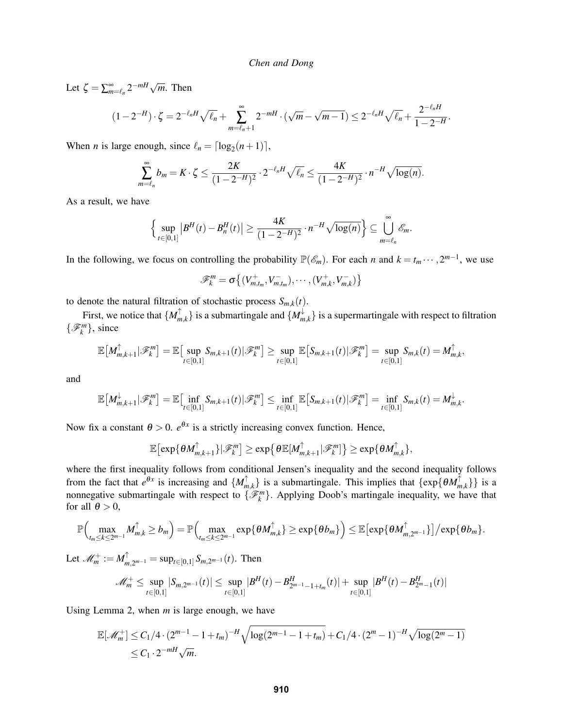Let $\zeta = \sum_{m=\ell_n}^{\infty} 2^{-mH}\sqrt{m}$. Then

$$(1-2^{-H})\cdot\zeta = 2^{-\ell_n H}\sqrt{\ell_n} + \sum_{m=\ell_n+1}^{\infty} 2^{-mH}\cdot(\sqrt{m}-\sqrt{m-1}) \le 2^{-\ell_n H}\sqrt{\ell_n} + \frac{2^{-\ell_n H}}{1-2^{-H}}.$$

When $n$ is large enough, since $\ell_n = \lceil \log_2(n+1) \rceil$,

$$\sum_{m=\ell_n}^{\infty} b_m = K\cdot\zeta \le \frac{2K}{(1-2^{-H})^2}\cdot 2^{-\ell_n H}\sqrt{\ell_n} \le \frac{4K}{(1-2^{-H})^2}\cdot n^{-H}\sqrt{\log(n)}.$$

As a result, we have

$$\Big\{\sup_{t\in[0,1]}\big|B^H(t)-B_n^H(t)\big| \ge \frac{4K}{(1-2^{-H})^2}\cdot n^{-H}\sqrt{\log(n)}\Big\} \subseteq \bigcup_{m=\ell_n}^{\infty}\mathscr{E}_m.$$

In the following, we focus on controlling the probability $\mathbb{P}(\mathscr{E}_m)$. For each $n$ and $k = t_m \cdots, 2^{m-1}$, we use

$$\mathscr{F}_k^m = \sigma\big\{(V_{m,t_m}^+, V_{m,t_m}^-), \cdots, (V_{m,k}^+, V_{m,k}^-)\big\}$$

to denote the natural filtration of stochastic process $S_{m,k}(t)$.

First, we notice that $\{M_{m,k}^{\uparrow}\}$ is a submartingale and $\{M_{m,k}^{\downarrow}\}$ is a supermartingale with respect to filtration $\{\mathscr{F}_k^m\}$, since

$$\mathbb{E}\big[M_{m,k+1}^{\uparrow}|\mathscr{F}_k^m\big] = \mathbb{E}\big[\sup_{t\in[0,1]} S_{m,k+1}(t)|\mathscr{F}_k^m\big] \ge \sup_{t\in[0,1]}\mathbb{E}\big[S_{m,k+1}(t)|\mathscr{F}_k^m\big] = \sup_{t\in[0,1]} S_{m,k}(t) = M_{m,k}^{\uparrow},$$

and

$$\mathbb{E}\big[M_{m,k+1}^{\downarrow}|\mathscr{F}_k^m\big] = \mathbb{E}\big[\inf_{t\in[0,1]} S_{m,k+1}(t)|\mathscr{F}_k^m\big] \le \inf_{t\in[0,1]}\mathbb{E}\big[S_{m,k+1}(t)|\mathscr{F}_k^m\big] = \inf_{t\in[0,1]} S_{m,k}(t) = M_{m,k}^{\downarrow}.$$

Now fix a constant $\theta > 0$. $e^{\theta x}$ is a strictly increasing convex function. Hence,

$$\mathbb{E}\big[\exp\{\theta M_{m,k+1}^{\uparrow}\}|\mathscr{F}_k^m\big] \ge \exp\big\{\theta\mathbb{E}[M_{m,k+1}^{\uparrow}|\mathscr{F}_k^m]\big\} \ge \exp\{\theta M_{m,k}^{\uparrow}\},$$

where the first inequality follows from conditional Jensen's inequality and the second inequality follows from the fact that $e^{\theta x}$ is increasing and $\{M_{m,k}^{\uparrow}\}$ is a submartingale. This implies that $\{\exp\{\theta M_{m,k}^{\uparrow}\}\}$ is a nonnegative submartingale with respect to $\{\mathscr{F}_k^m\}$. Applying Doob's martingale inequality, we have that for all $\theta > 0$,

$$\mathbb{P}\Big(\max_{t_m\le k\le 2^{m-1}} M_{m,k}^{\uparrow} \ge b_m\Big) = \mathbb{P}\Big(\max_{t_m\le k\le 2^{m-1}} \exp\{\theta M_{m,k}^{\uparrow}\} \ge \exp\{\theta b_m\}\Big) \le \mathbb{E}\big[\exp\{\theta M_{m,2^{m-1}}^{\uparrow}\}\big]\big/\exp\{\theta b_m\}.$$

Let $\mathscr{M}_m^+ := M_{m,2^{m-1}}^{\uparrow} = \sup_{t\in[0,1]} S_{m,2^{m-1}}(t)$. Then

$$\mathscr{M}_m^+ \le \sup_{t\in[0,1]}|S_{m,2^{m-1}}(t)| \le \sup_{t\in[0,1]}|B^H(t)-B_{2^{m-1}-1+t_m}^H(t)| + \sup_{t\in[0,1]}|B^H(t)-B_{2^m-1}^H(t)|$$

Using Lemma 2, when $m$ is large enough, we have

$$\begin{aligned}
\mathbb{E}[\mathscr{M}_m^+] &\le C_1/4\cdot(2^{m-1}-1+t_m)^{-H}\sqrt{\log(2^{m-1}-1+t_m)} + C_1/4\cdot(2^m-1)^{-H}\sqrt{\log(2^m-1)} \\
&\le C_1\cdot 2^{-mH}\sqrt{m}.
\end{aligned}$$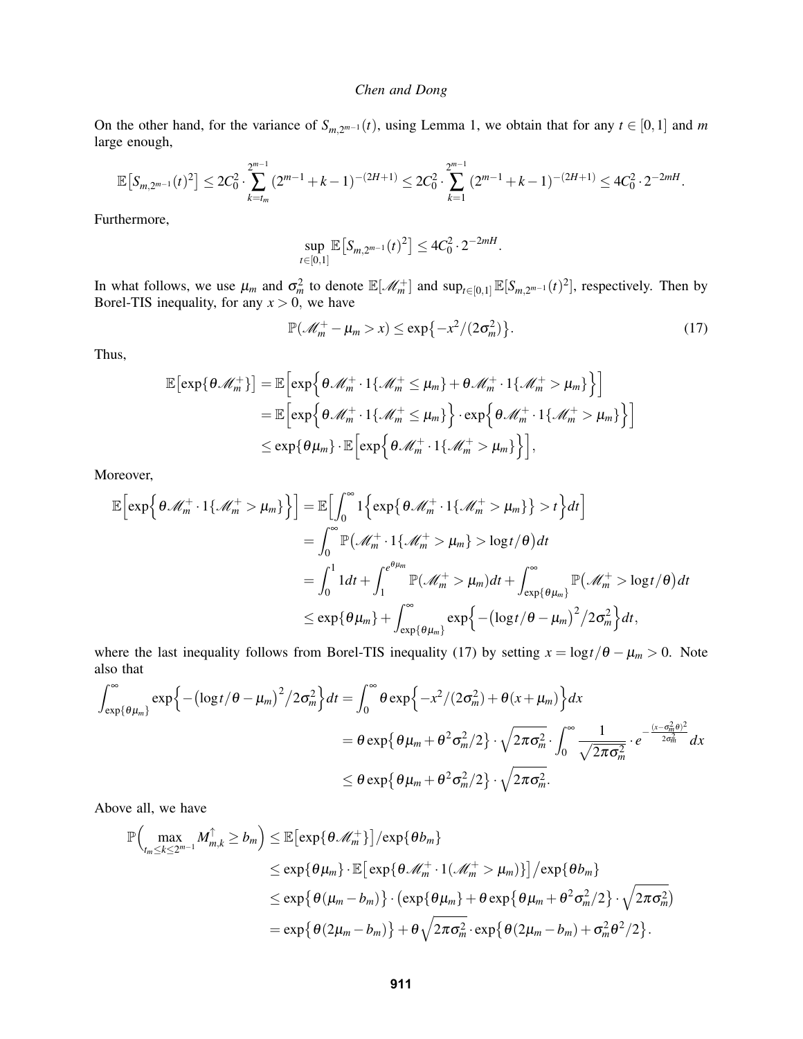On the other hand, for the variance of $S_{m,2^{m-1}}(t)$, using Lemma 1, we obtain that for any $t \in [0,1]$ and $m$ large enough,

$$\mathbb{E}\big[S_{m,2^{m-1}}(t)^2\big] \le 2C_0^2 \cdot \sum_{k=t_m}^{2^{m-1}} (2^{m-1}+k-1)^{-(2H+1)} \le 2C_0^2 \cdot \sum_{k=1}^{2^{m-1}} (2^{m-1}+k-1)^{-(2H+1)} \le 4C_0^2 \cdot 2^{-2mH}.$$

Furthermore,

$$\sup_{t\in[0,1]} \mathbb{E}\big[S_{m,2^{m-1}}(t)^2\big] \le 4C_0^2 \cdot 2^{-2mH}.$$

In what follows, we use $\mu_m$ and $\sigma_m^2$ to denote $\mathbb{E}[\mathscr{M}_m^+]$ and $\sup_{t\in[0,1]} \mathbb{E}[S_{m,2^{m-1}}(t)^2]$, respectively. Then by Borel-TIS inequality, for any $x > 0$, we have

$$\mathbb{P}(\mathscr{M}_m^+ - \mu_m > x) \le \exp\big\{-x^2/(2\sigma_m^2)\big\}. \tag{17}$$

Thus,

$$\begin{aligned}
\mathbb{E}\big[\exp\{\theta \mathscr{M}_m^+\}\big] &= \mathbb{E}\Big[\exp\Big\{\theta \mathscr{M}_m^+ \cdot 1\{\mathscr{M}_m^+ \le \mu_m\} + \theta \mathscr{M}_m^+ \cdot 1\{\mathscr{M}_m^+ > \mu_m\}\Big\}\Big] \\
&= \mathbb{E}\Big[\exp\Big\{\theta \mathscr{M}_m^+ \cdot 1\{\mathscr{M}_m^+ \le \mu_m\}\Big\} \cdot \exp\Big\{\theta \mathscr{M}_m^+ \cdot 1\{\mathscr{M}_m^+ > \mu_m\}\Big\}\Big] \\
&\le \exp\{\theta\mu_m\} \cdot \mathbb{E}\Big[\exp\Big\{\theta \mathscr{M}_m^+ \cdot 1\{\mathscr{M}_m^+ > \mu_m\}\Big\}\Big],
\end{aligned}$$

Moreover,

$$\begin{aligned}
\mathbb{E}\Big[\exp\Big\{\theta \mathscr{M}_m^+ \cdot 1\{\mathscr{M}_m^+ > \mu_m\}\Big\}\Big] &= \mathbb{E}\Big[\int_0^\infty 1\Big\{\exp\big\{\theta \mathscr{M}_m^+ \cdot 1\{\mathscr{M}_m^+ > \mu_m\}\big\} > t\Big\}dt\Big] \\
&= \int_0^\infty \mathbb{P}\big(\mathscr{M}_m^+ \cdot 1\{\mathscr{M}_m^+ > \mu_m\} > \log t/\theta\big)dt \\
&= \int_0^1 1 dt + \int_1^{e^{\theta\mu_m}} \mathbb{P}(\mathscr{M}_m^+ > \mu_m)dt + \int_{\exp\{\theta\mu_m\}}^\infty \mathbb{P}\big(\mathscr{M}_m^+ > \log t/\theta\big)dt \\
&\le \exp\{\theta\mu_m\} + \int_{\exp\{\theta\mu_m\}}^\infty \exp\Big\{-\big(\log t/\theta - \mu_m\big)^2/2\sigma_m^2\Big\}dt,
\end{aligned}$$

where the last inequality follows from Borel-TIS inequality (17) by setting $x = \log t/\theta - \mu_m > 0$. Note also that

$$\begin{aligned}
\int_{\exp\{\theta\mu_m\}}^\infty \exp\Big\{-\big(\log t/\theta - \mu_m\big)^2/2\sigma_m^2\Big\}dt &= \int_0^\infty \theta \exp\Big\{-x^2/(2\sigma_m^2) + \theta(x+\mu_m)\Big\}dx \\
&= \theta \exp\big\{\theta\mu_m + \theta^2\sigma_m^2/2\big\} \cdot \sqrt{2\pi\sigma_m^2} \cdot \int_0^\infty \frac{1}{\sqrt{2\pi\sigma_m^2}} \cdot e^{-\frac{(x-\sigma_m^2\theta)^2}{2\sigma_m^2}} dx \\
&\le \theta \exp\big\{\theta\mu_m + \theta^2\sigma_m^2/2\big\} \cdot \sqrt{2\pi\sigma_m^2}.
\end{aligned}$$

Above all, we have

$$\begin{aligned}
\mathbb{P}\Big(\max_{t_m \le k \le 2^{m-1}} M_{m,k}^\uparrow \ge b_m\Big) &\le \mathbb{E}\big[\exp\{\theta \mathscr{M}_m^+\}\big]/\exp\{\theta b_m\} \\
&\le \exp\{\theta\mu_m\} \cdot \mathbb{E}\big[\exp\{\theta \mathscr{M}_m^+ \cdot 1(\mathscr{M}_m^+ > \mu_m)\}\big]\big/\exp\{\theta b_m\} \\
&\le \exp\big\{\theta(\mu_m - b_m)\big\} \cdot \big(\exp\{\theta\mu_m\} + \theta \exp\big\{\theta\mu_m + \theta^2\sigma_m^2/2\big\} \cdot \sqrt{2\pi\sigma_m^2}\big) \\
&= \exp\big\{\theta(2\mu_m - b_m)\big\} + \theta\sqrt{2\pi\sigma_m^2} \cdot \exp\big\{\theta(2\mu_m - b_m) + \sigma_m^2\theta^2/2\big\}.
\end{aligned}$$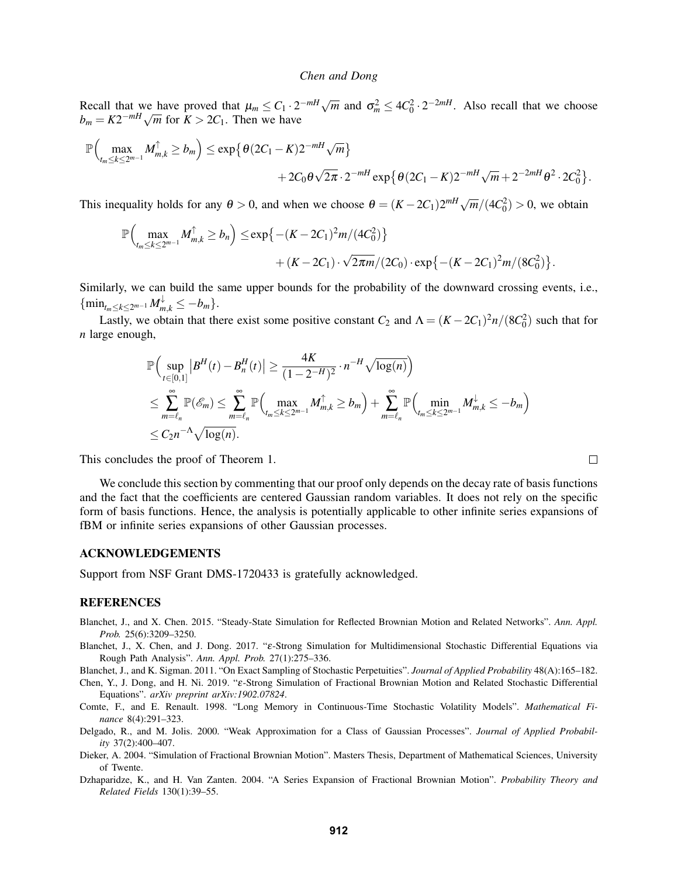Recall that we have proved that $\mu_m \leq C_1 \cdot 2^{-mH}\sqrt{m}$ and $\sigma_m^2 \leq 4C_0^2 \cdot 2^{-2mH}$. Also recall that we choose $b_m = K2^{-mH}\sqrt{m}$ for $K > 2C_1$. Then we have

$$\mathbb{P}\Big(\max_{t_m \leq k \leq 2^{m-1}} M^{\uparrow}_{m,k} \geq b_m\Big) \leq \exp\big\{\theta(2C_1 - K)2^{-mH}\sqrt{m}\big\} + 2C_0\theta\sqrt{2\pi}\cdot 2^{-mH}\exp\big\{\theta(2C_1-K)2^{-mH}\sqrt{m} + 2^{-2mH}\theta^2 \cdot 2C_0^2\big\}.$$

This inequality holds for any $\theta > 0$, and when we choose $\theta = (K - 2C_1)2^{mH}\sqrt{m}/(4C_0^2) > 0$, we obtain

$$\mathbb{P}\Big(\max_{t_m \leq k \leq 2^{m-1}} M^{\uparrow}_{m,k} \geq b_n\Big) \leq \exp\big\{-(K-2C_1)^2 m/(4C_0^2)\big\} + (K-2C_1)\cdot\sqrt{2\pi m}/(2C_0)\cdot\exp\big\{-(K-2C_1)^2 m/(8C_0^2)\big\}.$$

Similarly, we can build the same upper bounds for the probability of the downward crossing events, i.e., $\{\min_{t_m \leq k \leq 2^{m-1}} M^{\downarrow}_{m,k} \leq -b_m\}$.

Lastly, we obtain that there exist some positive constant $C_2$ and $\Lambda = (K-2C_1)^2 n/(8C_0^2)$ such that for $n$ large enough,

$$\begin{aligned}
&\mathbb{P}\Big(\sup_{t\in[0,1]}\big|B^H(t) - B^H_n(t)\big| \geq \frac{4K}{(1-2^{-H})^2}\cdot n^{-H}\sqrt{\log(n)}\Big) \\
&\leq \sum_{m=\ell_n}^{\infty}\mathbb{P}(\mathscr{E}_m) \leq \sum_{m=\ell_n}^{\infty}\mathbb{P}\Big(\max_{t_m\leq k\leq 2^{m-1}} M^{\uparrow}_{m,k} \geq b_m\Big) + \sum_{m=\ell_n}^{\infty}\mathbb{P}\Big(\min_{t_m\leq k\leq 2^{m-1}} M^{\downarrow}_{m,k} \leq -b_m\Big) \\
&\leq C_2 n^{-\Lambda}\sqrt{\log(n)}.
\end{aligned}$$

This concludes the proof of Theorem 1. □

We conclude this section by commenting that our proof only depends on the decay rate of basis functions and the fact that the coefficients are centered Gaussian random variables. It does not rely on the specific form of basis functions. Hence, the analysis is potentially applicable to other infinite series expansions of fBM or infinite series expansions of other Gaussian processes.

## ACKNOWLEDGEMENTS

Support from NSF Grant DMS-1720433 is gratefully acknowledged.

## REFERENCES

Blanchet, J., and X. Chen. 2015. "Steady-State Simulation for Reflected Brownian Motion and Related Networks". *Ann. Appl. Prob.* 25(6):3209–3250.

Blanchet, J., X. Chen, and J. Dong. 2017. "$\varepsilon$-Strong Simulation for Multidimensional Stochastic Differential Equations via Rough Path Analysis". *Ann. Appl. Prob.* 27(1):275–336.

Blanchet, J., and K. Sigman. 2011. "On Exact Sampling of Stochastic Perpetuities". *Journal of Applied Probability* 48(A):165–182.

Chen, Y., J. Dong, and H. Ni. 2019. "$\varepsilon$-Strong Simulation of Fractional Brownian Motion and Related Stochastic Differential Equations". *arXiv preprint arXiv:1902.07824*.

Comte, F., and E. Renault. 1998. "Long Memory in Continuous-Time Stochastic Volatility Models". *Mathematical Finance* 8(4):291–323.

Delgado, R., and M. Jolis. 2000. "Weak Approximation for a Class of Gaussian Processes". *Journal of Applied Probability* 37(2):400–407.

Dieker, A. 2004. "Simulation of Fractional Brownian Motion". Masters Thesis, Department of Mathematical Sciences, University of Twente.

Dzhaparidze, K., and H. Van Zanten. 2004. "A Series Expansion of Fractional Brownian Motion". *Probability Theory and Related Fields* 130(1):39–55.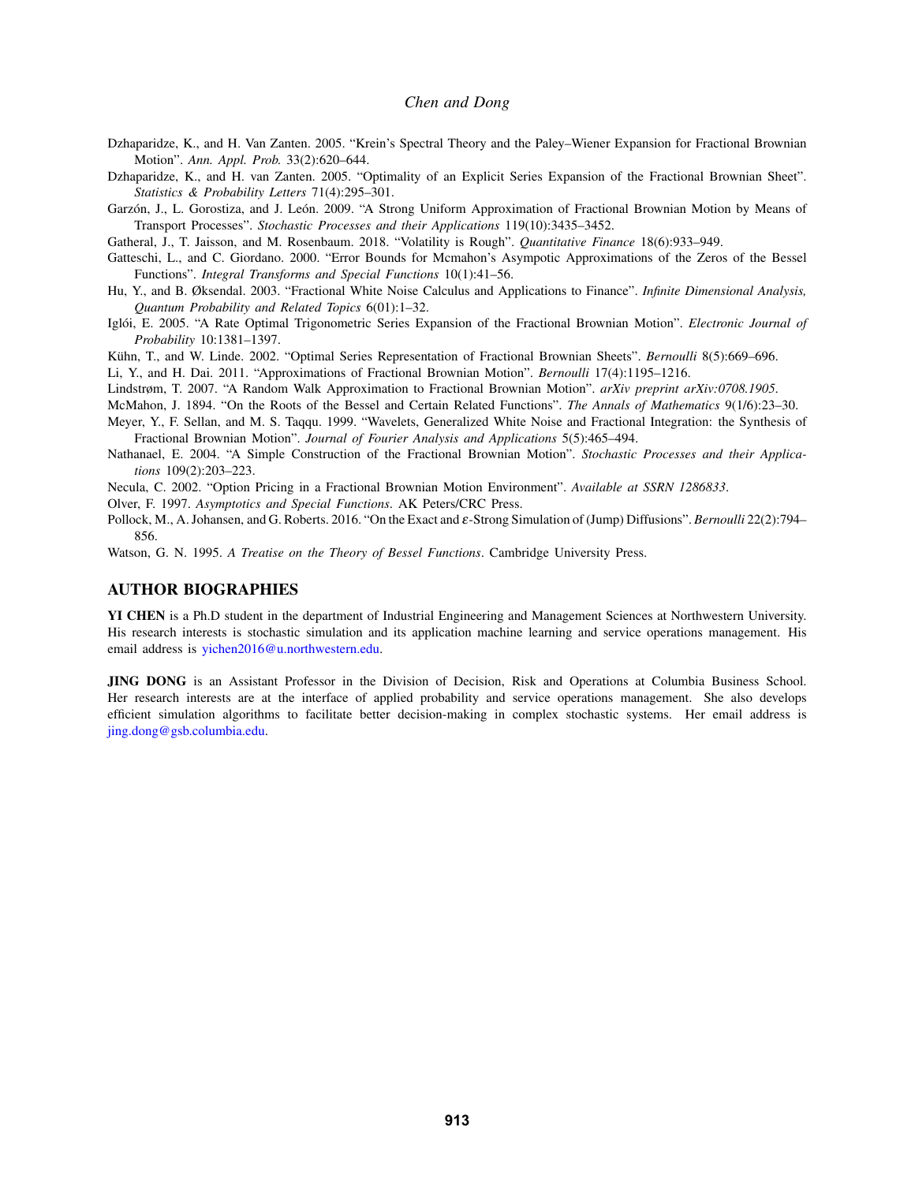Dzhaparidze, K., and H. Van Zanten. 2005. "Krein's Spectral Theory and the Paley–Wiener Expansion for Fractional Brownian Motion". *Ann. Appl. Prob.* 33(2):620–644.

Dzhaparidze, K., and H. van Zanten. 2005. "Optimality of an Explicit Series Expansion of the Fractional Brownian Sheet". *Statistics & Probability Letters* 71(4):295–301.

Garzón, J., L. Gorostiza, and J. León. 2009. "A Strong Uniform Approximation of Fractional Brownian Motion by Means of Transport Processes". *Stochastic Processes and their Applications* 119(10):3435–3452.

Gatheral, J., T. Jaisson, and M. Rosenbaum. 2018. "Volatility is Rough". *Quantitative Finance* 18(6):933–949.

Gatteschi, L., and C. Giordano. 2000. "Error Bounds for Mcmahon's Asympotic Approximations of the Zeros of the Bessel Functions". *Integral Transforms and Special Functions* 10(1):41–56.

Hu, Y., and B. Øksendal. 2003. "Fractional White Noise Calculus and Applications to Finance". *Infinite Dimensional Analysis, Quantum Probability and Related Topics* 6(01):1–32.

Iglói, E. 2005. "A Rate Optimal Trigonometric Series Expansion of the Fractional Brownian Motion". *Electronic Journal of Probability* 10:1381–1397.

Kühn, T., and W. Linde. 2002. "Optimal Series Representation of Fractional Brownian Sheets". *Bernoulli* 8(5):669–696.

Li, Y., and H. Dai. 2011. "Approximations of Fractional Brownian Motion". *Bernoulli* 17(4):1195–1216.

Lindstrøm, T. 2007. "A Random Walk Approximation to Fractional Brownian Motion". *arXiv preprint arXiv:0708.1905*.

McMahon, J. 1894. "On the Roots of the Bessel and Certain Related Functions". *The Annals of Mathematics* 9(1/6):23–30.

Meyer, Y., F. Sellan, and M. S. Taqqu. 1999. "Wavelets, Generalized White Noise and Fractional Integration: the Synthesis of Fractional Brownian Motion". *Journal of Fourier Analysis and Applications* 5(5):465–494.

Nathanael, E. 2004. "A Simple Construction of the Fractional Brownian Motion". *Stochastic Processes and their Applications* 109(2):203–223.

Necula, C. 2002. "Option Pricing in a Fractional Brownian Motion Environment". *Available at SSRN 1286833*.

Olver, F. 1997. *Asymptotics and Special Functions*. AK Peters/CRC Press.

Pollock, M., A. Johansen, and G. Roberts. 2016. "On the Exact and $\varepsilon$-Strong Simulation of (Jump) Diffusions". *Bernoulli* 22(2):794–856.

Watson, G. N. 1995. *A Treatise on the Theory of Bessel Functions*. Cambridge University Press.

## AUTHOR BIOGRAPHIES

**YI CHEN** is a Ph.D student in the department of Industrial Engineering and Management Sciences at Northwestern University. His research interests is stochastic simulation and its application machine learning and service operations management. His email address is yichen2016@u.northwestern.edu.

**JING DONG** is an Assistant Professor in the Division of Decision, Risk and Operations at Columbia Business School. Her research interests are at the interface of applied probability and service operations management. She also develops efficient simulation algorithms to facilitate better decision-making in complex stochastic systems. Her email address is jing.dong@gsb.columbia.edu.